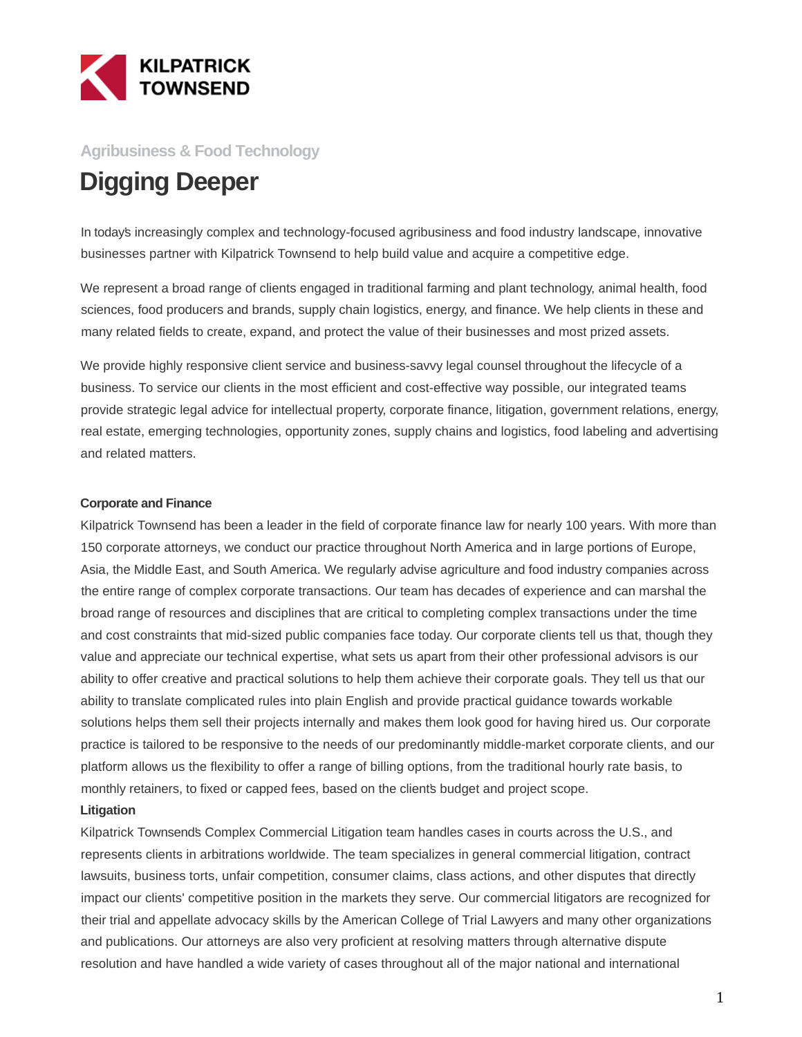KILPATRICK TOWNSEND

Agribusiness & Food Technology

# Digging Deeper

In today's increasingly complex and technology-focused agribusiness and food industry landscape, innovative businesses partner with Kilpatrick Townsend to help build value and acquire a competitive edge.

We represent a broad range of clients engaged in traditional farming and plant technology, animal health, food sciences, food producers and brands, supply chain logistics, energy, and finance. We help clients in these and many related fields to create, expand, and protect the value of their businesses and most prized assets.

We provide highly responsive client service and business-savvy legal counsel throughout the lifecycle of a business. To service our clients in the most efficient and cost-effective way possible, our integrated teams provide strategic legal advice for intellectual property, corporate finance, litigation, government relations, energy, real estate, emerging technologies, opportunity zones, supply chains and logistics, food labeling and advertising and related matters.

**Corporate and Finance**

Kilpatrick Townsend has been a leader in the field of corporate finance law for nearly 100 years. With more than 150 corporate attorneys, we conduct our practice throughout North America and in large portions of Europe, Asia, the Middle East, and South America. We regularly advise agriculture and food industry companies across the entire range of complex corporate transactions. Our team has decades of experience and can marshal the broad range of resources and disciplines that are critical to completing complex transactions under the time and cost constraints that mid-sized public companies face today. Our corporate clients tell us that, though they value and appreciate our technical expertise, what sets us apart from their other professional advisors is our ability to offer creative and practical solutions to help them achieve their corporate goals. They tell us that our ability to translate complicated rules into plain English and provide practical guidance towards workable solutions helps them sell their projects internally and makes them look good for having hired us. Our corporate practice is tailored to be responsive to the needs of our predominantly middle-market corporate clients, and our platform allows us the flexibility to offer a range of billing options, from the traditional hourly rate basis, to monthly retainers, to fixed or capped fees, based on the client's budget and project scope.

**Litigation**

Kilpatrick Townsend's Complex Commercial Litigation team handles cases in courts across the U.S., and represents clients in arbitrations worldwide. The team specializes in general commercial litigation, contract lawsuits, business torts, unfair competition, consumer claims, class actions, and other disputes that directly impact our clients' competitive position in the markets they serve. Our commercial litigators are recognized for their trial and appellate advocacy skills by the American College of Trial Lawyers and many other organizations and publications. Our attorneys are also very proficient at resolving matters through alternative dispute resolution and have handled a wide variety of cases throughout all of the major national and international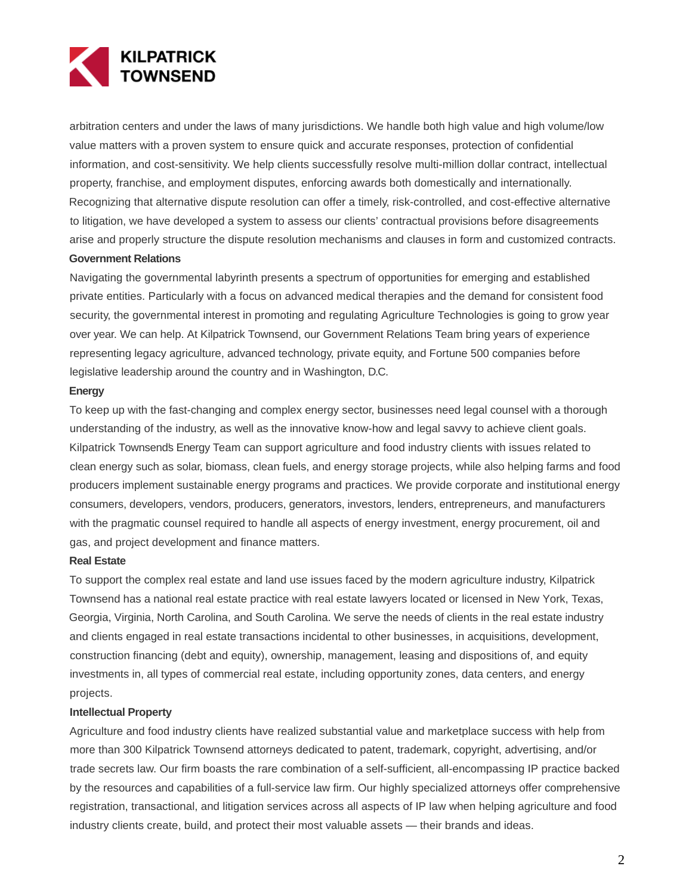arbitration centers and under the laws of many jurisdictions. We handle both high value and high volume/low value matters with a proven system to ensure quick and accurate responses, protection of confidential information, and cost-sensitivity. We help clients successfully resolve multi-million dollar contract, intellectual property, franchise, and employment disputes, enforcing awards both domestically and internationally. Recognizing that alternative dispute resolution can offer a timely, risk-controlled, and cost-effective alternative to litigation, we have developed a system to assess our clients' contractual provisions before disagreements arise and properly structure the dispute resolution mechanisms and clauses in form and customized contracts.

**Government Relations**

Navigating the governmental labyrinth presents a spectrum of opportunities for emerging and established private entities. Particularly with a focus on advanced medical therapies and the demand for consistent food security, the governmental interest in promoting and regulating Agriculture Technologies is going to grow year over year. We can help. At Kilpatrick Townsend, our Government Relations Team bring years of experience representing legacy agriculture, advanced technology, private equity, and Fortune 500 companies before legislative leadership around the country and in Washington, D.C.

**Energy**

To keep up with the fast-changing and complex energy sector, businesses need legal counsel with a thorough understanding of the industry, as well as the innovative know-how and legal savvy to achieve client goals. Kilpatrick Townsend's Energy Team can support agriculture and food industry clients with issues related to clean energy such as solar, biomass, clean fuels, and energy storage projects, while also helping farms and food producers implement sustainable energy programs and practices. We provide corporate and institutional energy consumers, developers, vendors, producers, generators, investors, lenders, entrepreneurs, and manufacturers with the pragmatic counsel required to handle all aspects of energy investment, energy procurement, oil and gas, and project development and finance matters.

**Real Estate**

To support the complex real estate and land use issues faced by the modern agriculture industry, Kilpatrick Townsend has a national real estate practice with real estate lawyers located or licensed in New York, Texas, Georgia, Virginia, North Carolina, and South Carolina. We serve the needs of clients in the real estate industry and clients engaged in real estate transactions incidental to other businesses, in acquisitions, development, construction financing (debt and equity), ownership, management, leasing and dispositions of, and equity investments in, all types of commercial real estate, including opportunity zones, data centers, and energy projects.

**Intellectual Property**

Agriculture and food industry clients have realized substantial value and marketplace success with help from more than 300 Kilpatrick Townsend attorneys dedicated to patent, trademark, copyright, advertising, and/or trade secrets law. Our firm boasts the rare combination of a self-sufficient, all-encompassing IP practice backed by the resources and capabilities of a full-service law firm. Our highly specialized attorneys offer comprehensive registration, transactional, and litigation services across all aspects of IP law when helping agriculture and food industry clients create, build, and protect their most valuable assets — their brands and ideas.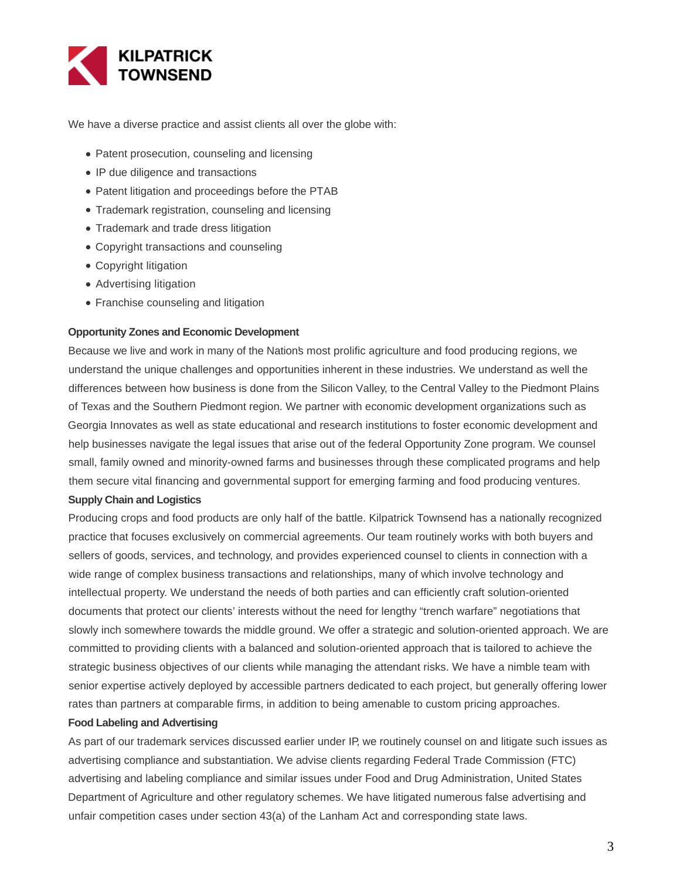We have a diverse practice and assist clients all over the globe with:

- Patent prosecution, counseling and licensing
- IP due diligence and transactions
- Patent litigation and proceedings before the PTAB
- Trademark registration, counseling and licensing
- Trademark and trade dress litigation
- Copyright transactions and counseling
- Copyright litigation
- Advertising litigation
- Franchise counseling and litigation

**Opportunity Zones and Economic Development**

Because we live and work in many of the Nation's most prolific agriculture and food producing regions, we understand the unique challenges and opportunities inherent in these industries. We understand as well the differences between how business is done from the Silicon Valley, to the Central Valley to the Piedmont Plains of Texas and the Southern Piedmont region. We partner with economic development organizations such as Georgia Innovates as well as state educational and research institutions to foster economic development and help businesses navigate the legal issues that arise out of the federal Opportunity Zone program. We counsel small, family owned and minority-owned farms and businesses through these complicated programs and help them secure vital financing and governmental support for emerging farming and food producing ventures.

**Supply Chain and Logistics**

Producing crops and food products are only half of the battle. Kilpatrick Townsend has a nationally recognized practice that focuses exclusively on commercial agreements. Our team routinely works with both buyers and sellers of goods, services, and technology, and provides experienced counsel to clients in connection with a wide range of complex business transactions and relationships, many of which involve technology and intellectual property. We understand the needs of both parties and can efficiently craft solution-oriented documents that protect our clients' interests without the need for lengthy "trench warfare" negotiations that slowly inch somewhere towards the middle ground. We offer a strategic and solution-oriented approach. We are committed to providing clients with a balanced and solution-oriented approach that is tailored to achieve the strategic business objectives of our clients while managing the attendant risks. We have a nimble team with senior expertise actively deployed by accessible partners dedicated to each project, but generally offering lower rates than partners at comparable firms, in addition to being amenable to custom pricing approaches.

**Food Labeling and Advertising**

As part of our trademark services discussed earlier under IP, we routinely counsel on and litigate such issues as advertising compliance and substantiation. We advise clients regarding Federal Trade Commission (FTC) advertising and labeling compliance and similar issues under Food and Drug Administration, United States Department of Agriculture and other regulatory schemes. We have litigated numerous false advertising and unfair competition cases under section 43(a) of the Lanham Act and corresponding state laws.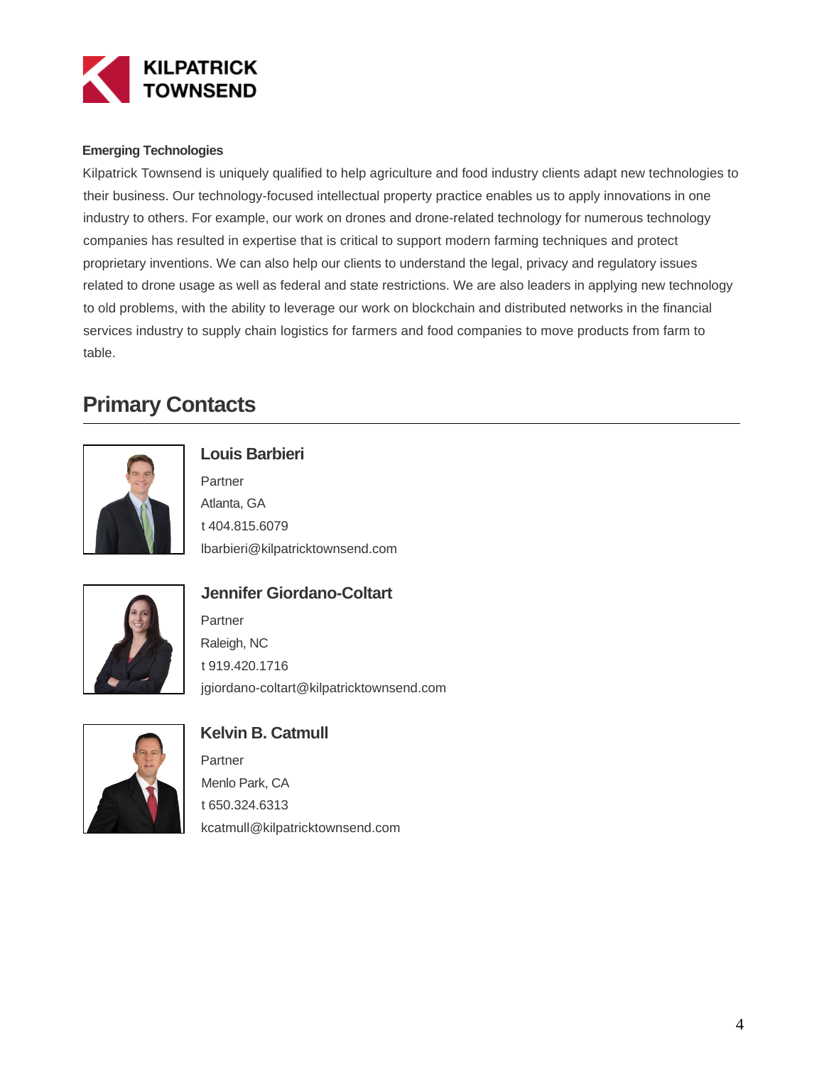**Emerging Technologies**

Kilpatrick Townsend is uniquely qualified to help agriculture and food industry clients adapt new technologies to their business. Our technology-focused intellectual property practice enables us to apply innovations in one industry to others. For example, our work on drones and drone-related technology for numerous technology companies has resulted in expertise that is critical to support modern farming techniques and protect proprietary inventions. We can also help our clients to understand the legal, privacy and regulatory issues related to drone usage as well as federal and state restrictions. We are also leaders in applying new technology to old problems, with the ability to leverage our work on blockchain and distributed networks in the financial services industry to supply chain logistics for farmers and food companies to move products from farm to table.

## Primary Contacts

### Louis Barbieri

Partner
Atlanta, GA
t 404.815.6079
lbarbieri@kilpatricktownsend.com

### Jennifer Giordano-Coltart

Partner
Raleigh, NC
t 919.420.1716
jgiordano-coltart@kilpatricktownsend.com

### Kelvin B. Catmull

Partner
Menlo Park, CA
t 650.324.6313
kcatmull@kilpatricktownsend.com